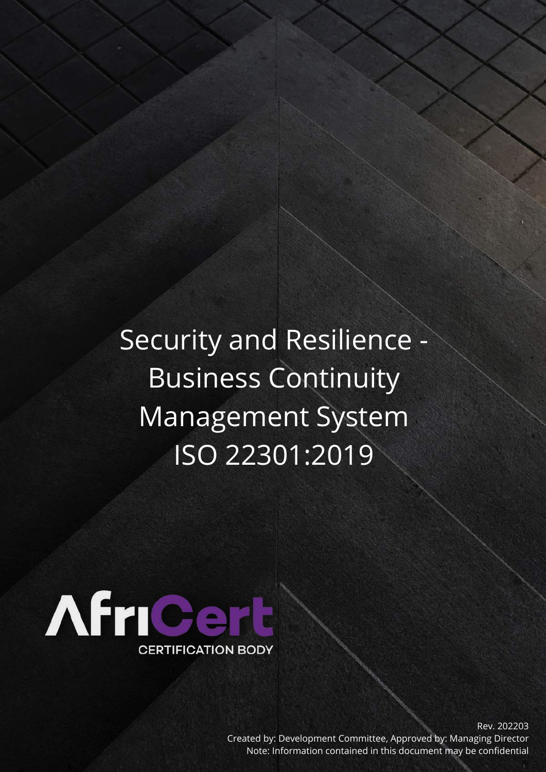# Security and Resilience - Business Continuity Management System ISO 22301:2019

AfriCert

CERTIFICATION BODY

Rev. 202203

Created by: Development Committee, Approved by: Managing Director

Note: Information contained in this document may be confidential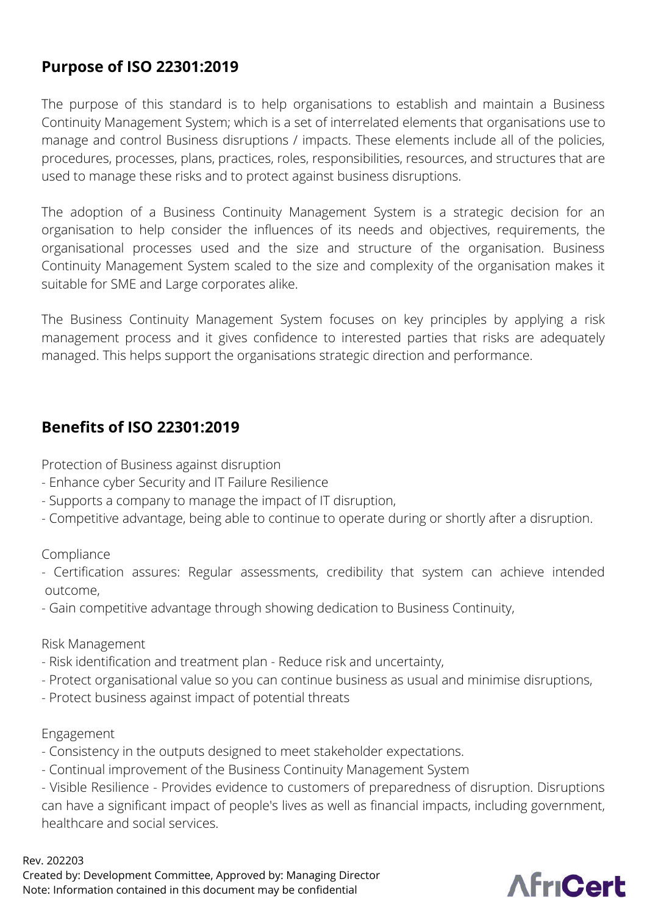## Purpose of ISO 22301:2019

The purpose of this standard is to help organisations to establish and maintain a Business Continuity Management System; which is a set of interrelated elements that organisations use to manage and control Business disruptions / impacts. These elements include all of the policies, procedures, processes, plans, practices, roles, responsibilities, resources, and structures that are used to manage these risks and to protect against business disruptions.

The adoption of a Business Continuity Management System is a strategic decision for an organisation to help consider the influences of its needs and objectives, requirements, the organisational processes used and the size and structure of the organisation. Business Continuity Management System scaled to the size and complexity of the organisation makes it suitable for SME and Large corporates alike.

The Business Continuity Management System focuses on key principles by applying a risk management process and it gives confidence to interested parties that risks are adequately managed. This helps support the organisations strategic direction and performance.

## Benefits of ISO 22301:2019

Protection of Business against disruption

- Enhance cyber Security and IT Failure Resilience
- Supports a company to manage the impact of IT disruption,
- Competitive advantage, being able to continue to operate during or shortly after a disruption.

Compliance

- Certification assures: Regular assessments, credibility that system can achieve intended outcome,
- Gain competitive advantage through showing dedication to Business Continuity,

Risk Management

- Risk identification and treatment plan - Reduce risk and uncertainty,
- Protect organisational value so you can continue business as usual and minimise disruptions,
- Protect business against impact of potential threats

Engagement

- Consistency in the outputs designed to meet stakeholder expectations.
- Continual improvement of the Business Continuity Management System
- Visible Resilience - Provides evidence to customers of preparedness of disruption. Disruptions can have a significant impact of people's lives as well as financial impacts, including government, healthcare and social services.

Rev. 202203
Created by: Development Committee, Approved by: Managing Director
Note: Information contained in this document may be confidential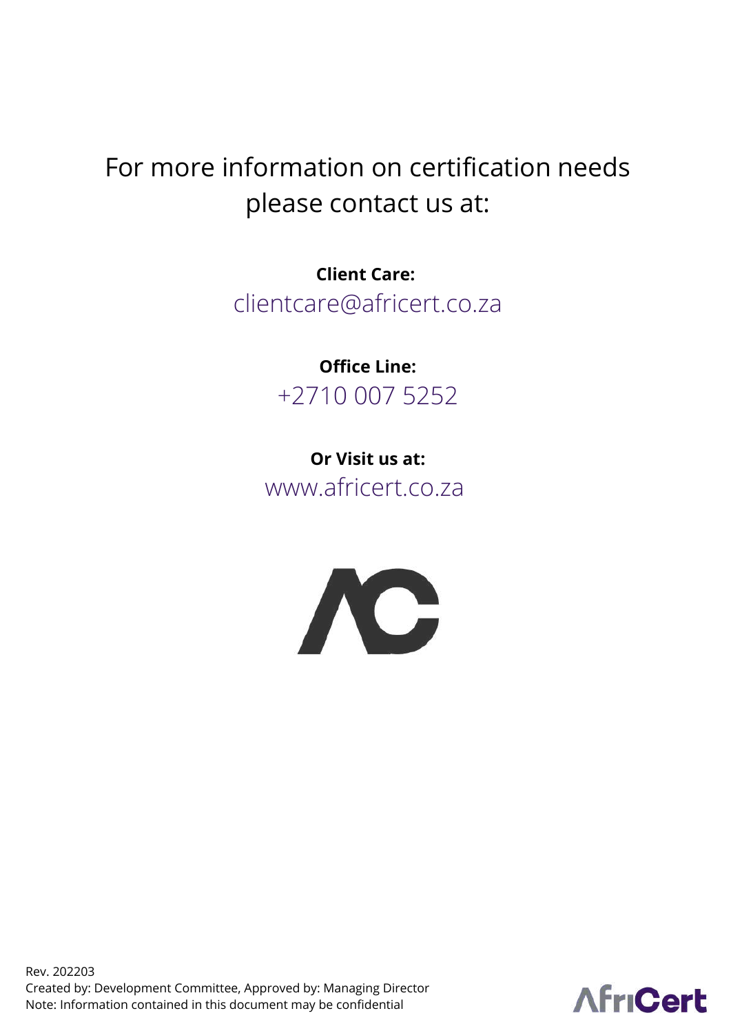For more information on certification needs please contact us at:

**Client Care:**
clientcare@africert.co.za

**Office Line:**
+2710 007 5252

**Or Visit us at:**
www.africert.co.za

Rev. 202203
Created by: Development Committee, Approved by: Managing Director
Note: Information contained in this document may be confidential